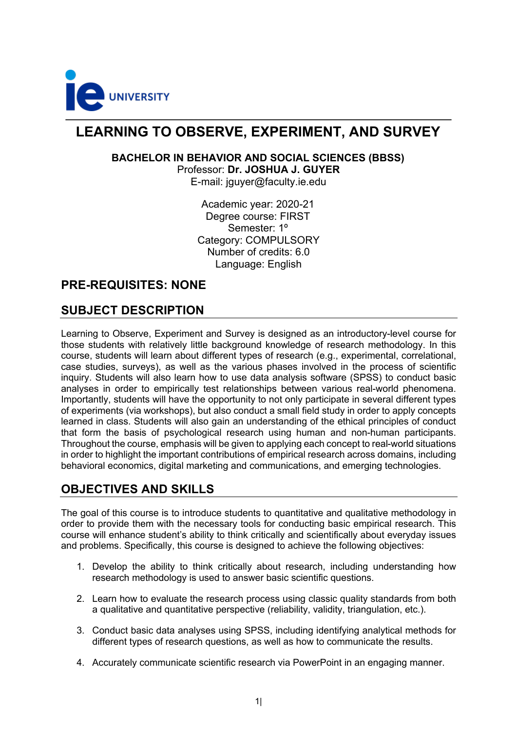# LEARNING TO OBSERVE, EXPERIMENT, AND SURVEY

**BACHELOR IN BEHAVIOR AND SOCIAL SCIENCES (BBSS)**
Professor: **Dr. JOSHUA J. GUYER**
E-mail: jguyer@faculty.ie.edu

Academic year: 2020-21
Degree course: FIRST
Semester: 1º
Category: COMPULSORY
Number of credits: 6.0
Language: English

## PRE-REQUISITES: NONE

## SUBJECT DESCRIPTION

Learning to Observe, Experiment and Survey is designed as an introductory-level course for those students with relatively little background knowledge of research methodology. In this course, students will learn about different types of research (e.g., experimental, correlational, case studies, surveys), as well as the various phases involved in the process of scientific inquiry. Students will also learn how to use data analysis software (SPSS) to conduct basic analyses in order to empirically test relationships between various real-world phenomena. Importantly, students will have the opportunity to not only participate in several different types of experiments (via workshops), but also conduct a small field study in order to apply concepts learned in class. Students will also gain an understanding of the ethical principles of conduct that form the basis of psychological research using human and non-human participants. Throughout the course, emphasis will be given to applying each concept to real-world situations in order to highlight the important contributions of empirical research across domains, including behavioral economics, digital marketing and communications, and emerging technologies.

## OBJECTIVES AND SKILLS

The goal of this course is to introduce students to quantitative and qualitative methodology in order to provide them with the necessary tools for conducting basic empirical research. This course will enhance student's ability to think critically and scientifically about everyday issues and problems. Specifically, this course is designed to achieve the following objectives:

1. Develop the ability to think critically about research, including understanding how research methodology is used to answer basic scientific questions.

2. Learn how to evaluate the research process using classic quality standards from both a qualitative and quantitative perspective (reliability, validity, triangulation, etc.).

3. Conduct basic data analyses using SPSS, including identifying analytical methods for different types of research questions, as well as how to communicate the results.

4. Accurately communicate scientific research via PowerPoint in an engaging manner.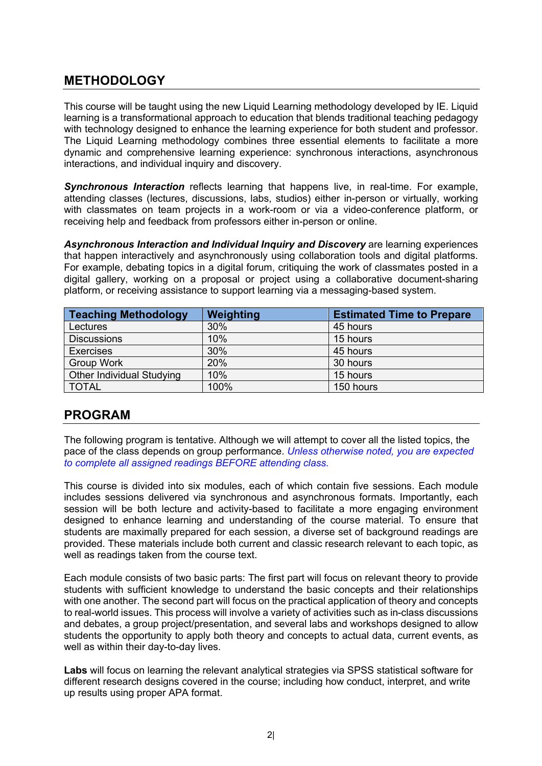## METHODOLOGY

This course will be taught using the new Liquid Learning methodology developed by IE. Liquid learning is a transformational approach to education that blends traditional teaching pedagogy with technology designed to enhance the learning experience for both student and professor. The Liquid Learning methodology combines three essential elements to facilitate a more dynamic and comprehensive learning experience: synchronous interactions, asynchronous interactions, and individual inquiry and discovery.

***Synchronous Interaction*** reflects learning that happens live, in real-time. For example, attending classes (lectures, discussions, labs, studios) either in-person or virtually, working with classmates on team projects in a work-room or via a video-conference platform, or receiving help and feedback from professors either in-person or online.

***Asynchronous Interaction and Individual Inquiry and Discovery*** are learning experiences that happen interactively and asynchronously using collaboration tools and digital platforms. For example, debating topics in a digital forum, critiquing the work of classmates posted in a digital gallery, working on a proposal or project using a collaborative document-sharing platform, or receiving assistance to support learning via a messaging-based system.

| Teaching Methodology | Weighting | Estimated Time to Prepare |
|---|---|---|
| Lectures | 30% | 45 hours |
| Discussions | 10% | 15 hours |
| Exercises | 30% | 45 hours |
| Group Work | 20% | 30 hours |
| Other Individual Studying | 10% | 15 hours |
| TOTAL | 100% | 150 hours |

## PROGRAM

The following program is tentative. Although we will attempt to cover all the listed topics, the pace of the class depends on group performance. *Unless otherwise noted, you are expected to complete all assigned readings BEFORE attending class.*

This course is divided into six modules, each of which contain five sessions. Each module includes sessions delivered via synchronous and asynchronous formats. Importantly, each session will be both lecture and activity-based to facilitate a more engaging environment designed to enhance learning and understanding of the course material. To ensure that students are maximally prepared for each session, a diverse set of background readings are provided. These materials include both current and classic research relevant to each topic, as well as readings taken from the course text.

Each module consists of two basic parts: The first part will focus on relevant theory to provide students with sufficient knowledge to understand the basic concepts and their relationships with one another. The second part will focus on the practical application of theory and concepts to real-world issues. This process will involve a variety of activities such as in-class discussions and debates, a group project/presentation, and several labs and workshops designed to allow students the opportunity to apply both theory and concepts to actual data, current events, as well as within their day-to-day lives.

**Labs** will focus on learning the relevant analytical strategies via SPSS statistical software for different research designs covered in the course; including how conduct, interpret, and write up results using proper APA format.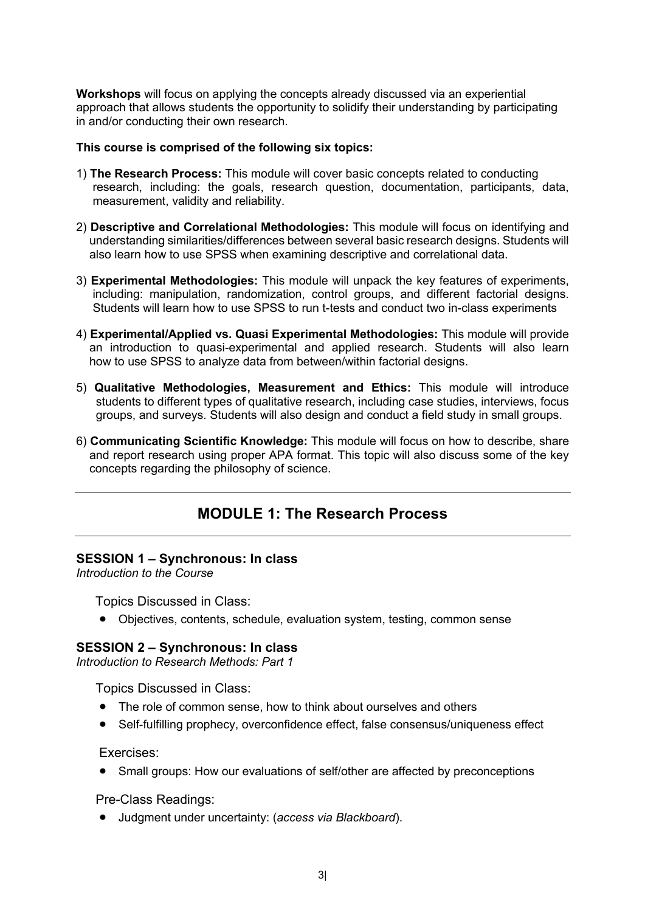**Workshops** will focus on applying the concepts already discussed via an experiential approach that allows students the opportunity to solidify their understanding by participating in and/or conducting their own research.

**This course is comprised of the following six topics:**

1) **The Research Process:** This module will cover basic concepts related to conducting research, including: the goals, research question, documentation, participants, data, measurement, validity and reliability.

2) **Descriptive and Correlational Methodologies:** This module will focus on identifying and understanding similarities/differences between several basic research designs. Students will also learn how to use SPSS when examining descriptive and correlational data.

3) **Experimental Methodologies:** This module will unpack the key features of experiments, including: manipulation, randomization, control groups, and different factorial designs. Students will learn how to use SPSS to run t-tests and conduct two in-class experiments

4) **Experimental/Applied vs. Quasi Experimental Methodologies:** This module will provide an introduction to quasi-experimental and applied research. Students will also learn how to use SPSS to analyze data from between/within factorial designs.

5) **Qualitative Methodologies, Measurement and Ethics:** This module will introduce students to different types of qualitative research, including case studies, interviews, focus groups, and surveys. Students will also design and conduct a field study in small groups.

6) **Communicating Scientific Knowledge:** This module will focus on how to describe, share and report research using proper APA format. This topic will also discuss some of the key concepts regarding the philosophy of science.

---

## MODULE 1: The Research Process

---

### SESSION 1 – Synchronous: In class

*Introduction to the Course*

Topics Discussed in Class:

- Objectives, contents, schedule, evaluation system, testing, common sense

### SESSION 2 – Synchronous: In class

*Introduction to Research Methods: Part 1*

Topics Discussed in Class:

- The role of common sense, how to think about ourselves and others
- Self-fulfilling prophecy, overconfidence effect, false consensus/uniqueness effect

Exercises:

- Small groups: How our evaluations of self/other are affected by preconceptions

Pre-Class Readings:

- Judgment under uncertainty: (*access via Blackboard*).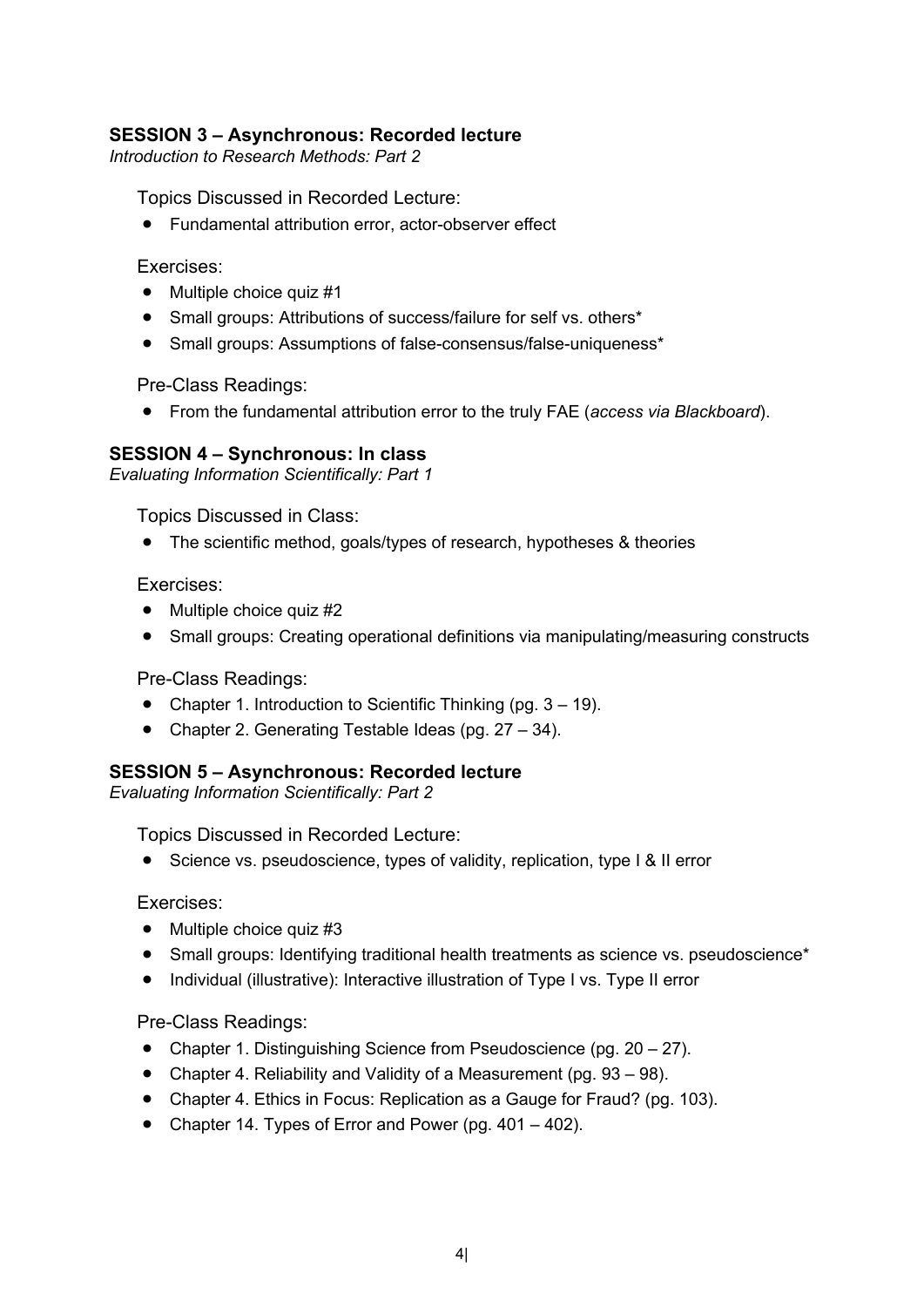## SESSION 3 – Asynchronous: Recorded lecture

*Introduction to Research Methods: Part 2*

Topics Discussed in Recorded Lecture:

- Fundamental attribution error, actor-observer effect

Exercises:

- Multiple choice quiz #1
- Small groups: Attributions of success/failure for self vs. others*
- Small groups: Assumptions of false-consensus/false-uniqueness*

Pre-Class Readings:

- From the fundamental attribution error to the truly FAE (*access via Blackboard*).

## SESSION 4 – Synchronous: In class

*Evaluating Information Scientifically: Part 1*

Topics Discussed in Class:

- The scientific method, goals/types of research, hypotheses & theories

Exercises:

- Multiple choice quiz #2
- Small groups: Creating operational definitions via manipulating/measuring constructs

Pre-Class Readings:

- Chapter 1. Introduction to Scientific Thinking (pg. 3 – 19).
- Chapter 2. Generating Testable Ideas (pg. 27 – 34).

## SESSION 5 – Asynchronous: Recorded lecture

*Evaluating Information Scientifically: Part 2*

Topics Discussed in Recorded Lecture:

- Science vs. pseudoscience, types of validity, replication, type I & II error

Exercises:

- Multiple choice quiz #3
- Small groups: Identifying traditional health treatments as science vs. pseudoscience*
- Individual (illustrative): Interactive illustration of Type I vs. Type II error

Pre-Class Readings:

- Chapter 1. Distinguishing Science from Pseudoscience (pg. 20 – 27).
- Chapter 4. Reliability and Validity of a Measurement (pg. 93 – 98).
- Chapter 4. Ethics in Focus: Replication as a Gauge for Fraud? (pg. 103).
- Chapter 14. Types of Error and Power (pg. 401 – 402).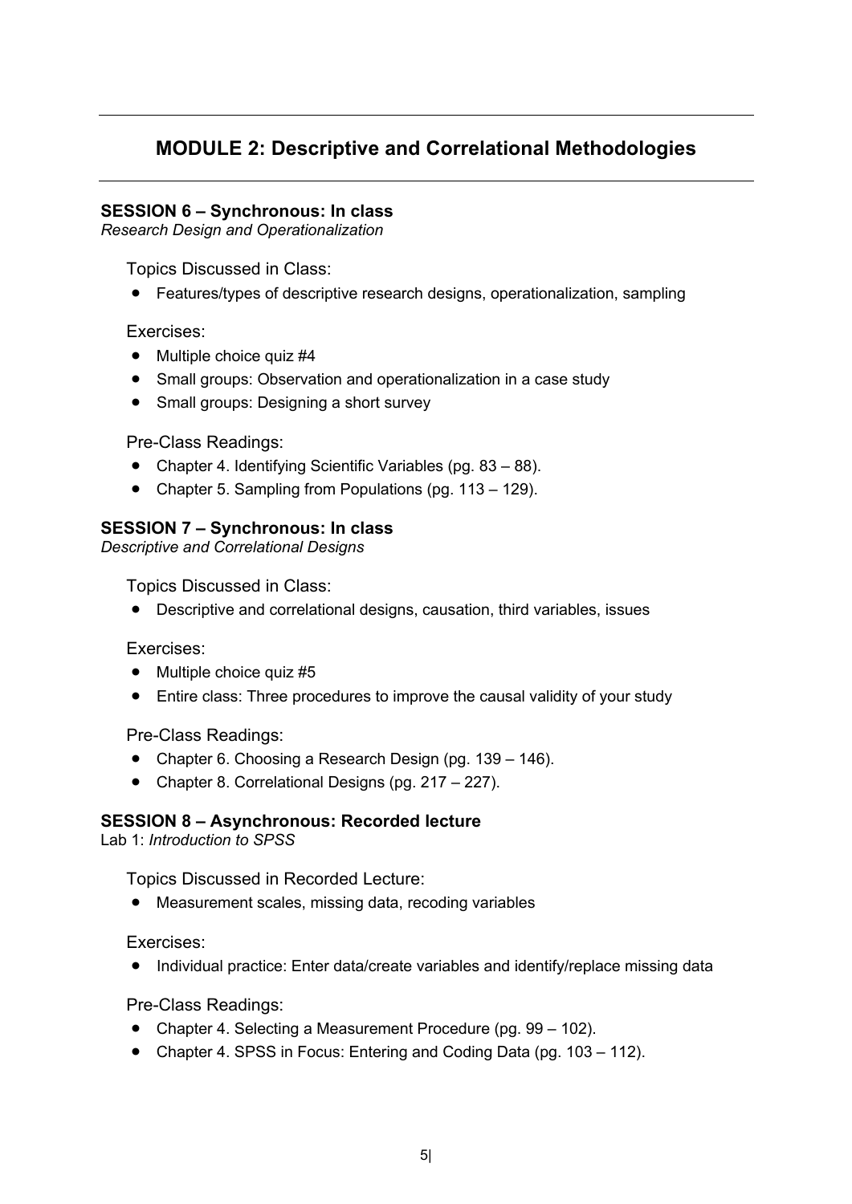## MODULE 2: Descriptive and Correlational Methodologies

### SESSION 6 – Synchronous: In class

*Research Design and Operationalization*

Topics Discussed in Class:

- Features/types of descriptive research designs, operationalization, sampling

Exercises:

- Multiple choice quiz #4
- Small groups: Observation and operationalization in a case study
- Small groups: Designing a short survey

Pre-Class Readings:

- Chapter 4. Identifying Scientific Variables (pg. 83 – 88).
- Chapter 5. Sampling from Populations (pg. 113 – 129).

### SESSION 7 – Synchronous: In class

*Descriptive and Correlational Designs*

Topics Discussed in Class:

- Descriptive and correlational designs, causation, third variables, issues

Exercises:

- Multiple choice quiz #5
- Entire class: Three procedures to improve the causal validity of your study

Pre-Class Readings:

- Chapter 6. Choosing a Research Design (pg. 139 – 146).
- Chapter 8. Correlational Designs (pg. 217 – 227).

### SESSION 8 – Asynchronous: Recorded lecture

Lab 1: *Introduction to SPSS*

Topics Discussed in Recorded Lecture:

- Measurement scales, missing data, recoding variables

Exercises:

- Individual practice: Enter data/create variables and identify/replace missing data

Pre-Class Readings:

- Chapter 4. Selecting a Measurement Procedure (pg. 99 – 102).
- Chapter 4. SPSS in Focus: Entering and Coding Data (pg. 103 – 112).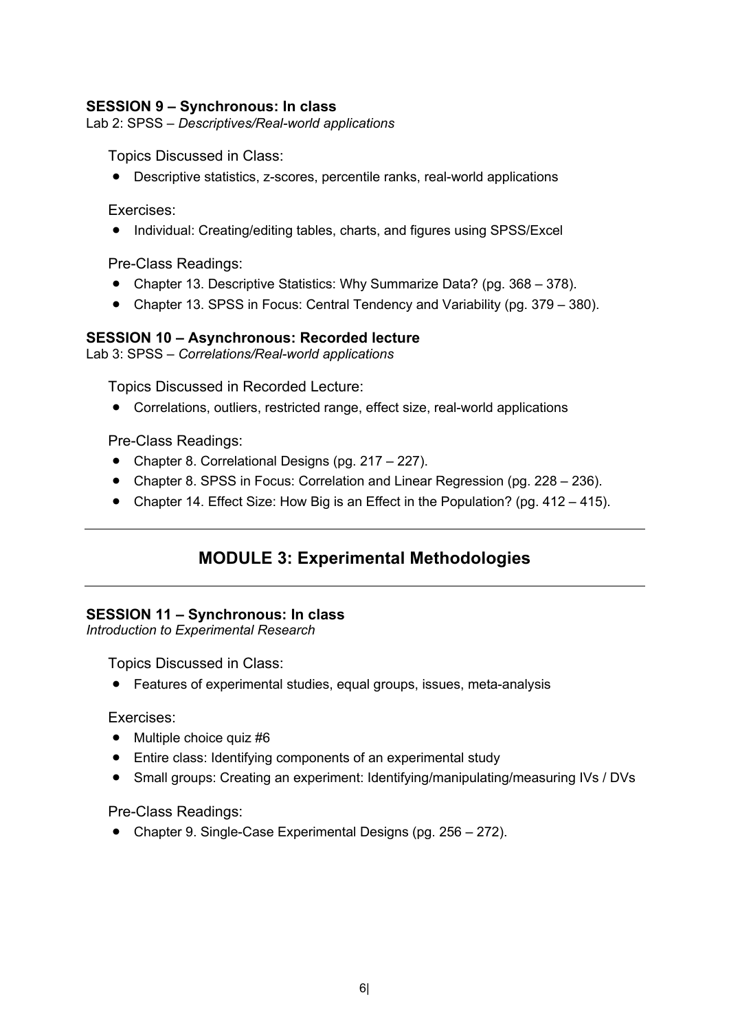### SESSION 9 – Synchronous: In class

Lab 2: SPSS – *Descriptives/Real-world applications*

Topics Discussed in Class:

- Descriptive statistics, z-scores, percentile ranks, real-world applications

Exercises:

- Individual: Creating/editing tables, charts, and figures using SPSS/Excel

Pre-Class Readings:

- Chapter 13. Descriptive Statistics: Why Summarize Data? (pg. 368 – 378).
- Chapter 13. SPSS in Focus: Central Tendency and Variability (pg. 379 – 380).

### SESSION 10 – Asynchronous: Recorded lecture

Lab 3: SPSS – *Correlations/Real-world applications*

Topics Discussed in Recorded Lecture:

- Correlations, outliers, restricted range, effect size, real-world applications

Pre-Class Readings:

- Chapter 8. Correlational Designs (pg. 217 – 227).
- Chapter 8. SPSS in Focus: Correlation and Linear Regression (pg. 228 – 236).
- Chapter 14. Effect Size: How Big is an Effect in the Population? (pg. 412 – 415).

---

## MODULE 3: Experimental Methodologies

---

### SESSION 11 – Synchronous: In class

*Introduction to Experimental Research*

Topics Discussed in Class:

- Features of experimental studies, equal groups, issues, meta-analysis

Exercises:

- Multiple choice quiz #6
- Entire class: Identifying components of an experimental study
- Small groups: Creating an experiment: Identifying/manipulating/measuring IVs / DVs

Pre-Class Readings:

- Chapter 9. Single-Case Experimental Designs (pg. 256 – 272).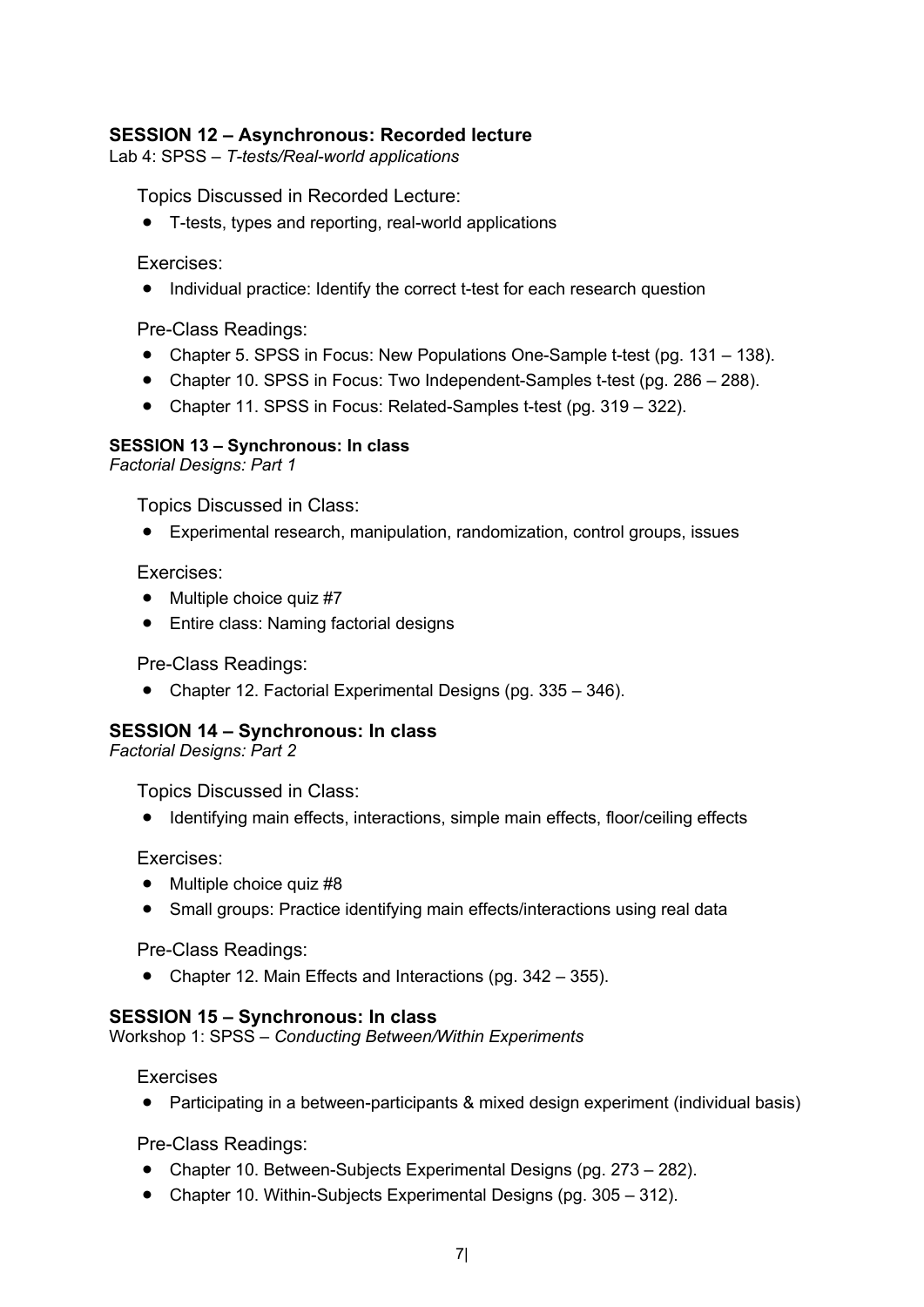### SESSION 12 – Asynchronous: Recorded lecture

Lab 4: SPSS – *T-tests/Real-world applications*

Topics Discussed in Recorded Lecture:

- T-tests, types and reporting, real-world applications

Exercises:

- Individual practice: Identify the correct t-test for each research question

Pre-Class Readings:

- Chapter 5. SPSS in Focus: New Populations One-Sample t-test (pg. 131 – 138).
- Chapter 10. SPSS in Focus: Two Independent-Samples t-test (pg. 286 – 288).
- Chapter 11. SPSS in Focus: Related-Samples t-test (pg. 319 – 322).

#### SESSION 13 – Synchronous: In class

*Factorial Designs: Part 1*

Topics Discussed in Class:

- Experimental research, manipulation, randomization, control groups, issues

Exercises:

- Multiple choice quiz #7
- Entire class: Naming factorial designs

Pre-Class Readings:

- Chapter 12. Factorial Experimental Designs (pg. 335 – 346).

### SESSION 14 – Synchronous: In class

*Factorial Designs: Part 2*

Topics Discussed in Class:

- Identifying main effects, interactions, simple main effects, floor/ceiling effects

Exercises:

- Multiple choice quiz #8
- Small groups: Practice identifying main effects/interactions using real data

Pre-Class Readings:

- Chapter 12. Main Effects and Interactions (pg. 342 – 355).

### SESSION 15 – Synchronous: In class

Workshop 1: SPSS – *Conducting Between/Within Experiments*

Exercises

- Participating in a between-participants & mixed design experiment (individual basis)

Pre-Class Readings:

- Chapter 10. Between-Subjects Experimental Designs (pg. 273 – 282).
- Chapter 10. Within-Subjects Experimental Designs (pg. 305 – 312).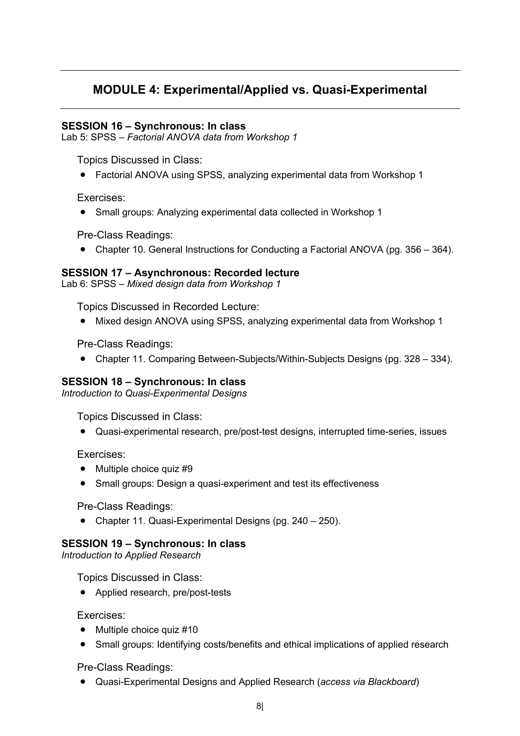## MODULE 4: Experimental/Applied vs. Quasi-Experimental

### SESSION 16 – Synchronous: In class

Lab 5: SPSS – *Factorial ANOVA data from Workshop 1*

Topics Discussed in Class:

- Factorial ANOVA using SPSS, analyzing experimental data from Workshop 1

Exercises:

- Small groups: Analyzing experimental data collected in Workshop 1

Pre-Class Readings:

- Chapter 10. General Instructions for Conducting a Factorial ANOVA (pg. 356 – 364).

### SESSION 17 – Asynchronous: Recorded lecture

Lab 6: SPSS – *Mixed design data from Workshop 1*

Topics Discussed in Recorded Lecture:

- Mixed design ANOVA using SPSS, analyzing experimental data from Workshop 1

Pre-Class Readings:

- Chapter 11. Comparing Between-Subjects/Within-Subjects Designs (pg. 328 – 334).

### SESSION 18 – Synchronous: In class

*Introduction to Quasi-Experimental Designs*

Topics Discussed in Class:

- Quasi-experimental research, pre/post-test designs, interrupted time-series, issues

Exercises:

- Multiple choice quiz #9
- Small groups: Design a quasi-experiment and test its effectiveness

Pre-Class Readings:

- Chapter 11. Quasi-Experimental Designs (pg. 240 – 250).

### SESSION 19 – Synchronous: In class

*Introduction to Applied Research*

Topics Discussed in Class:

- Applied research, pre/post-tests

Exercises:

- Multiple choice quiz #10
- Small groups: Identifying costs/benefits and ethical implications of applied research

Pre-Class Readings:

- Quasi-Experimental Designs and Applied Research (*access via Blackboard*)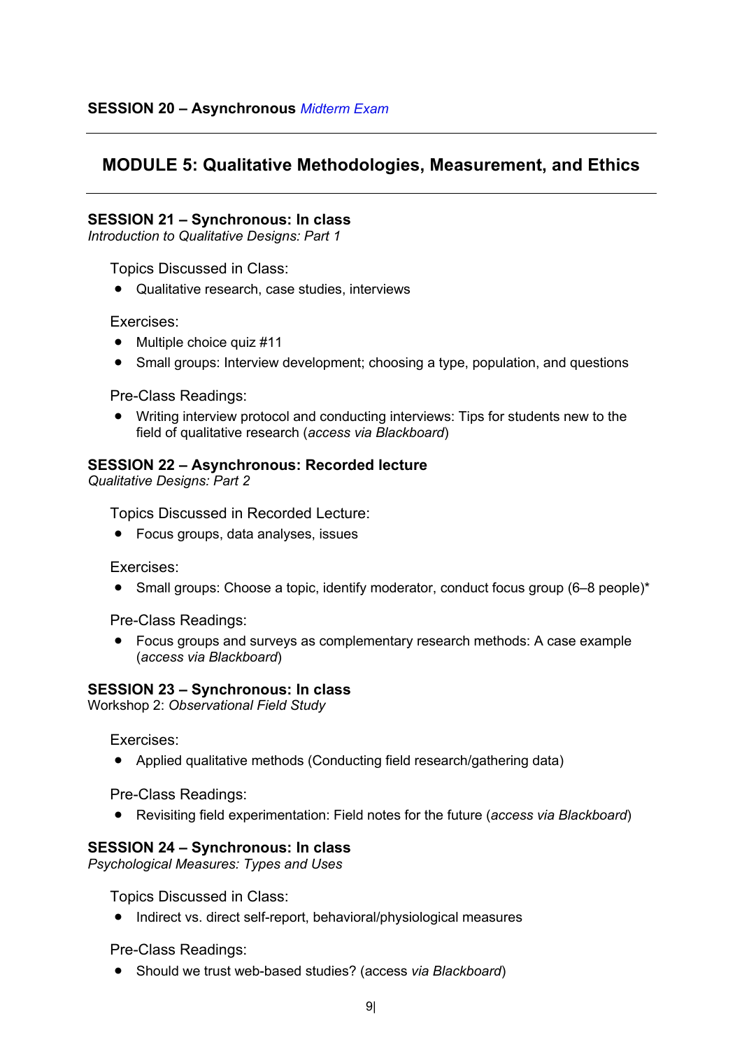**SESSION 20 – Asynchronous** *Midterm Exam*

---

## MODULE 5: Qualitative Methodologies, Measurement, and Ethics

---

**SESSION 21 – Synchronous: In class**
*Introduction to Qualitative Designs: Part 1*

Topics Discussed in Class:

- Qualitative research, case studies, interviews

Exercises:

- Multiple choice quiz #11
- Small groups: Interview development; choosing a type, population, and questions

Pre-Class Readings:

- Writing interview protocol and conducting interviews: Tips for students new to the field of qualitative research (*access via Blackboard*)

**SESSION 22 – Asynchronous: Recorded lecture**
*Qualitative Designs: Part 2*

Topics Discussed in Recorded Lecture:

- Focus groups, data analyses, issues

Exercises:

- Small groups: Choose a topic, identify moderator, conduct focus group (6–8 people)*

Pre-Class Readings:

- Focus groups and surveys as complementary research methods: A case example (*access via Blackboard*)

**SESSION 23 – Synchronous: In class**
Workshop 2: *Observational Field Study*

Exercises:

- Applied qualitative methods (Conducting field research/gathering data)

Pre-Class Readings:

- Revisiting field experimentation: Field notes for the future (*access via Blackboard*)

**SESSION 24 – Synchronous: In class**
*Psychological Measures: Types and Uses*

Topics Discussed in Class:

- Indirect vs. direct self-report, behavioral/physiological measures

Pre-Class Readings:

- Should we trust web-based studies? (access *via Blackboard*)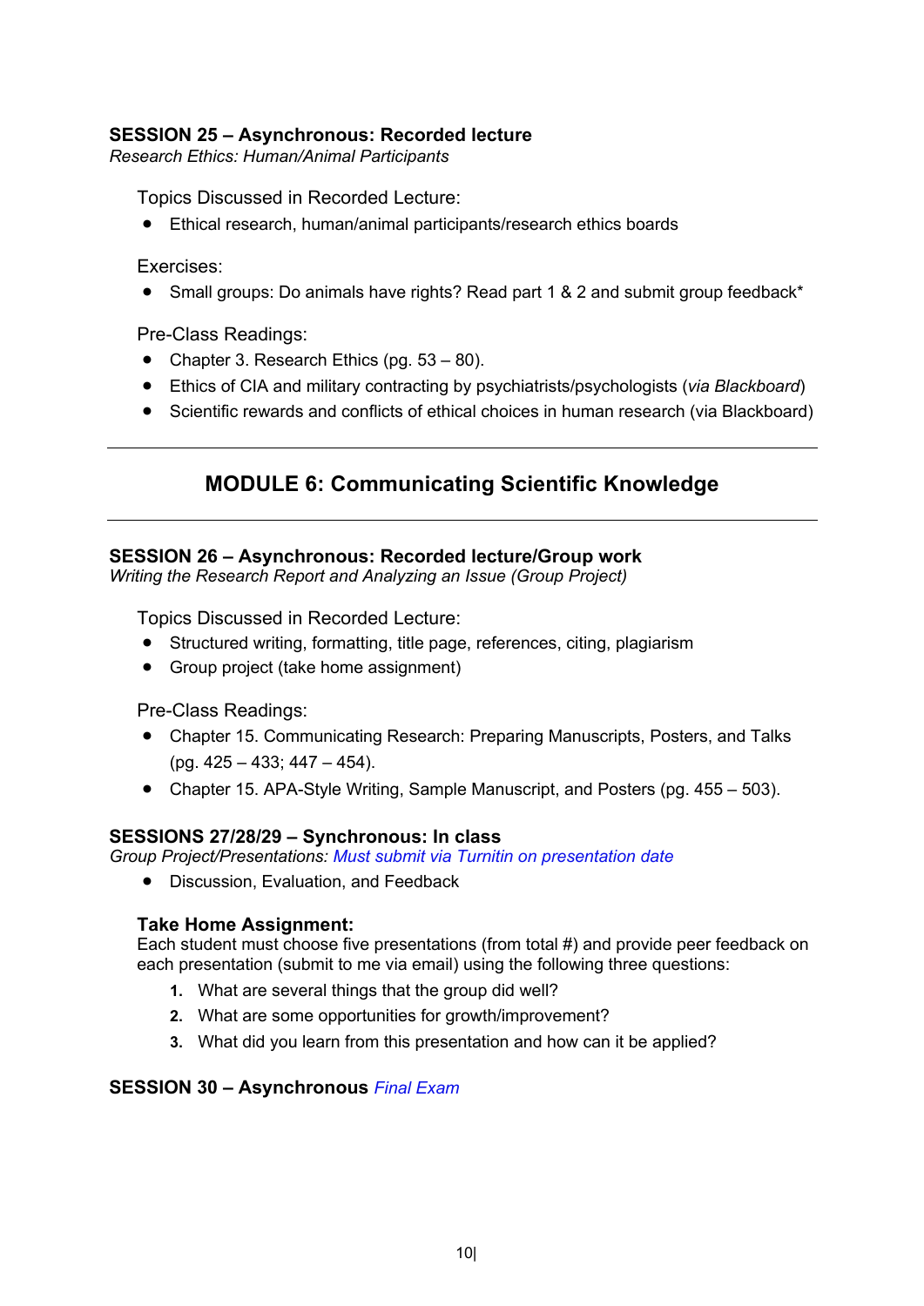**SESSION 25 – Asynchronous: Recorded lecture**
*Research Ethics: Human/Animal Participants*

Topics Discussed in Recorded Lecture:

- Ethical research, human/animal participants/research ethics boards

Exercises:

- Small groups: Do animals have rights? Read part 1 & 2 and submit group feedback*

Pre-Class Readings:

- Chapter 3. Research Ethics (pg. 53 – 80).
- Ethics of CIA and military contracting by psychiatrists/psychologists (*via Blackboard*)
- Scientific rewards and conflicts of ethical choices in human research (via Blackboard)

---

## MODULE 6: Communicating Scientific Knowledge

---

**SESSION 26 – Asynchronous: Recorded lecture/Group work**
*Writing the Research Report and Analyzing an Issue (Group Project)*

Topics Discussed in Recorded Lecture:

- Structured writing, formatting, title page, references, citing, plagiarism
- Group project (take home assignment)

Pre-Class Readings:

- Chapter 15. Communicating Research: Preparing Manuscripts, Posters, and Talks (pg. 425 – 433; 447 – 454).
- Chapter 15. APA-Style Writing, Sample Manuscript, and Posters (pg. 455 – 503).

**SESSIONS 27/28/29 – Synchronous: In class**
*Group Project/Presentations: Must submit via Turnitin on presentation date*

- Discussion, Evaluation, and Feedback

**Take Home Assignment:**
Each student must choose five presentations (from total #) and provide peer feedback on each presentation (submit to me via email) using the following three questions:

1. What are several things that the group did well?
2. What are some opportunities for growth/improvement?
3. What did you learn from this presentation and how can it be applied?

**SESSION 30 – Asynchronous** *Final Exam*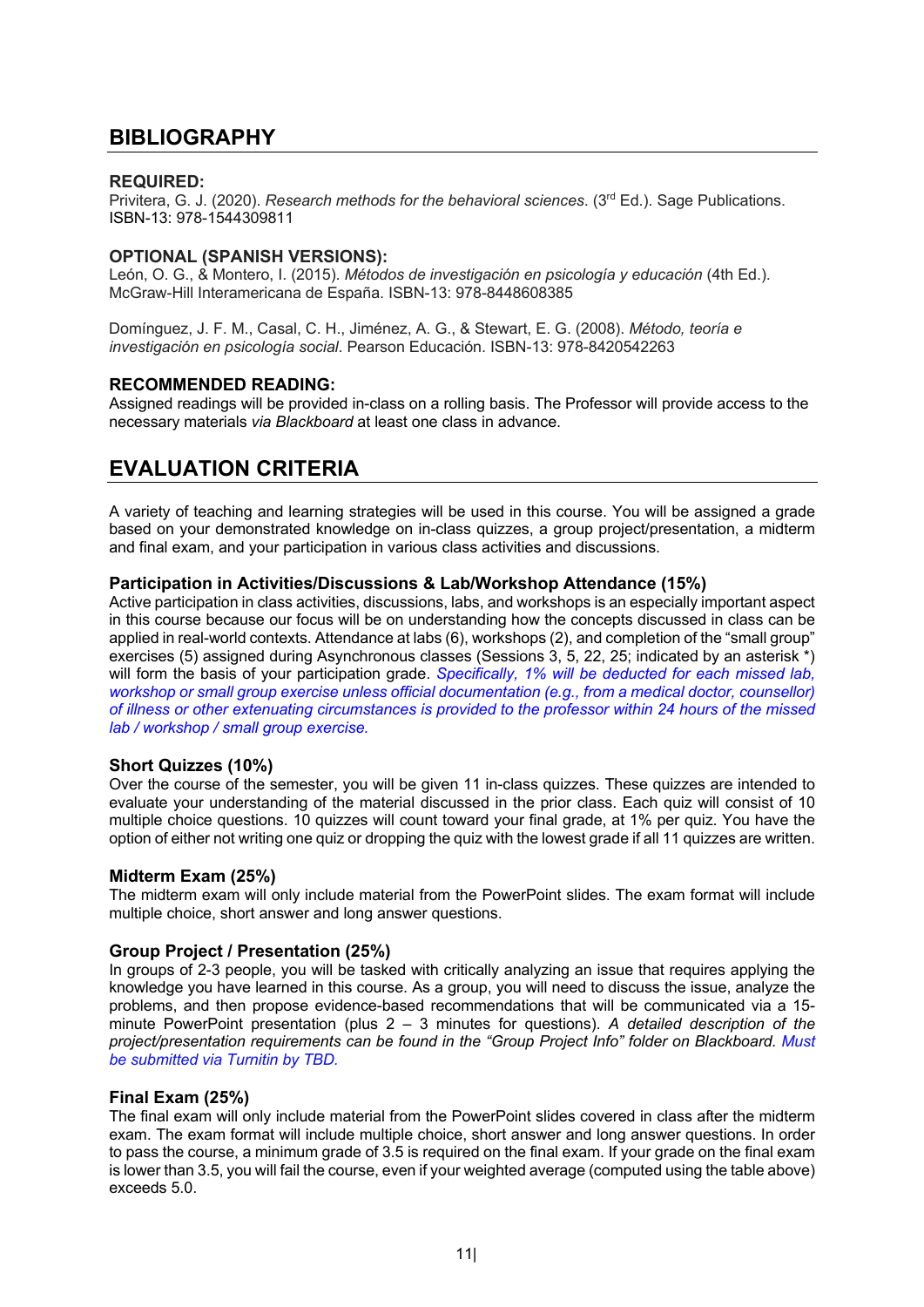## BIBLIOGRAPHY

### REQUIRED:

Privitera, G. J. (2020). *Research methods for the behavioral sciences*. (3rd Ed.). Sage Publications. ISBN-13: 978-1544309811

### OPTIONAL (SPANISH VERSIONS):

León, O. G., & Montero, I. (2015). *Métodos de investigación en psicología y educación* (4th Ed.). McGraw-Hill Interamericana de España. ISBN-13: 978-8448608385

Domínguez, J. F. M., Casal, C. H., Jiménez, A. G., & Stewart, E. G. (2008). *Método, teoría e investigación en psicología social*. Pearson Educación. ISBN-13: 978-8420542263

### RECOMMENDED READING:

Assigned readings will be provided in-class on a rolling basis. The Professor will provide access to the necessary materials *via Blackboard* at least one class in advance.

## EVALUATION CRITERIA

A variety of teaching and learning strategies will be used in this course. You will be assigned a grade based on your demonstrated knowledge on in-class quizzes, a group project/presentation, a midterm and final exam, and your participation in various class activities and discussions.

### Participation in Activities/Discussions & Lab/Workshop Attendance (15%)

Active participation in class activities, discussions, labs, and workshops is an especially important aspect in this course because our focus will be on understanding how the concepts discussed in class can be applied in real-world contexts. Attendance at labs (6), workshops (2), and completion of the "small group" exercises (5) assigned during Asynchronous classes (Sessions 3, 5, 22, 25; indicated by an asterisk *) will form the basis of your participation grade. *Specifically, 1% will be deducted for each missed lab, workshop or small group exercise unless official documentation (e.g., from a medical doctor, counsellor) of illness or other extenuating circumstances is provided to the professor within 24 hours of the missed lab / workshop / small group exercise.*

### Short Quizzes (10%)

Over the course of the semester, you will be given 11 in-class quizzes. These quizzes are intended to evaluate your understanding of the material discussed in the prior class. Each quiz will consist of 10 multiple choice questions. 10 quizzes will count toward your final grade, at 1% per quiz. You have the option of either not writing one quiz or dropping the quiz with the lowest grade if all 11 quizzes are written.

### Midterm Exam (25%)

The midterm exam will only include material from the PowerPoint slides. The exam format will include multiple choice, short answer and long answer questions.

### Group Project / Presentation (25%)

In groups of 2-3 people, you will be tasked with critically analyzing an issue that requires applying the knowledge you have learned in this course. As a group, you will need to discuss the issue, analyze the problems, and then propose evidence-based recommendations that will be communicated via a 15-minute PowerPoint presentation (plus 2 – 3 minutes for questions). *A detailed description of the project/presentation requirements can be found in the "Group Project Info" folder on Blackboard. Must be submitted via Turnitin by TBD.*

### Final Exam (25%)

The final exam will only include material from the PowerPoint slides covered in class after the midterm exam. The exam format will include multiple choice, short answer and long answer questions. In order to pass the course, a minimum grade of 3.5 is required on the final exam. If your grade on the final exam is lower than 3.5, you will fail the course, even if your weighted average (computed using the table above) exceeds 5.0.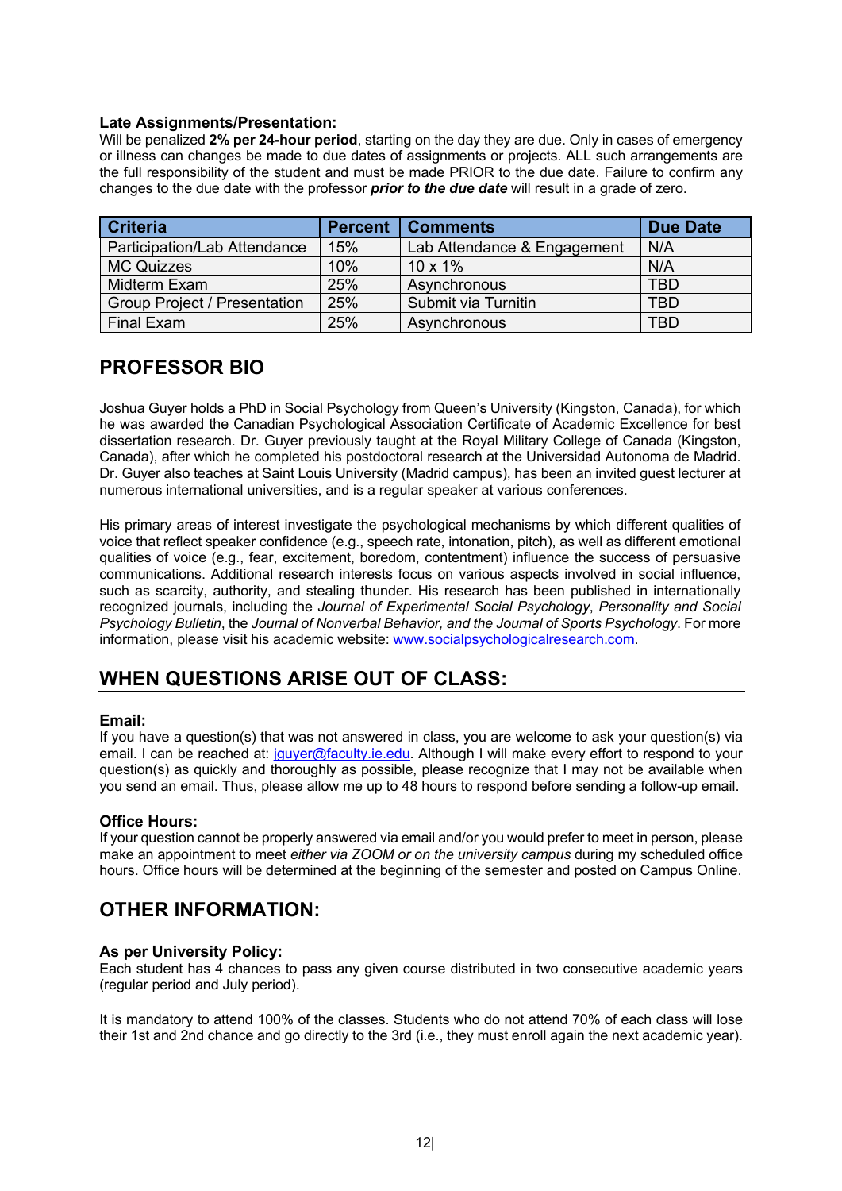### Late Assignments/Presentation:

Will be penalized **2% per 24-hour period**, starting on the day they are due. Only in cases of emergency or illness can changes be made to due dates of assignments or projects. ALL such arrangements are the full responsibility of the student and must be made PRIOR to the due date. Failure to confirm any changes to the due date with the professor ***prior to the due date*** will result in a grade of zero.

| Criteria | Percent | Comments | Due Date |
|---|---|---|---|
| Participation/Lab Attendance | 15% | Lab Attendance & Engagement | N/A |
| MC Quizzes | 10% | 10 x 1% | N/A |
| Midterm Exam | 25% | Asynchronous | TBD |
| Group Project / Presentation | 25% | Submit via Turnitin | TBD |
| Final Exam | 25% | Asynchronous | TBD |

## PROFESSOR BIO

Joshua Guyer holds a PhD in Social Psychology from Queen's University (Kingston, Canada), for which he was awarded the Canadian Psychological Association Certificate of Academic Excellence for best dissertation research. Dr. Guyer previously taught at the Royal Military College of Canada (Kingston, Canada), after which he completed his postdoctoral research at the Universidad Autonoma de Madrid. Dr. Guyer also teaches at Saint Louis University (Madrid campus), has been an invited guest lecturer at numerous international universities, and is a regular speaker at various conferences.

His primary areas of interest investigate the psychological mechanisms by which different qualities of voice that reflect speaker confidence (e.g., speech rate, intonation, pitch), as well as different emotional qualities of voice (e.g., fear, excitement, boredom, contentment) influence the success of persuasive communications. Additional research interests focus on various aspects involved in social influence, such as scarcity, authority, and stealing thunder. His research has been published in internationally recognized journals, including the *Journal of Experimental Social Psychology*, *Personality and Social Psychology Bulletin*, the *Journal of Nonverbal Behavior, and the Journal of Sports Psychology*. For more information, please visit his academic website: www.socialpsychologicalresearch.com.

## WHEN QUESTIONS ARISE OUT OF CLASS:

### Email:

If you have a question(s) that was not answered in class, you are welcome to ask your question(s) via email. I can be reached at: jguyer@faculty.ie.edu. Although I will make every effort to respond to your question(s) as quickly and thoroughly as possible, please recognize that I may not be available when you send an email. Thus, please allow me up to 48 hours to respond before sending a follow-up email.

### Office Hours:

If your question cannot be properly answered via email and/or you would prefer to meet in person, please make an appointment to meet *either via ZOOM or on the university campus* during my scheduled office hours. Office hours will be determined at the beginning of the semester and posted on Campus Online.

## OTHER INFORMATION:

### As per University Policy:

Each student has 4 chances to pass any given course distributed in two consecutive academic years (regular period and July period).

It is mandatory to attend 100% of the classes. Students who do not attend 70% of each class will lose their 1st and 2nd chance and go directly to the 3rd (i.e., they must enroll again the next academic year).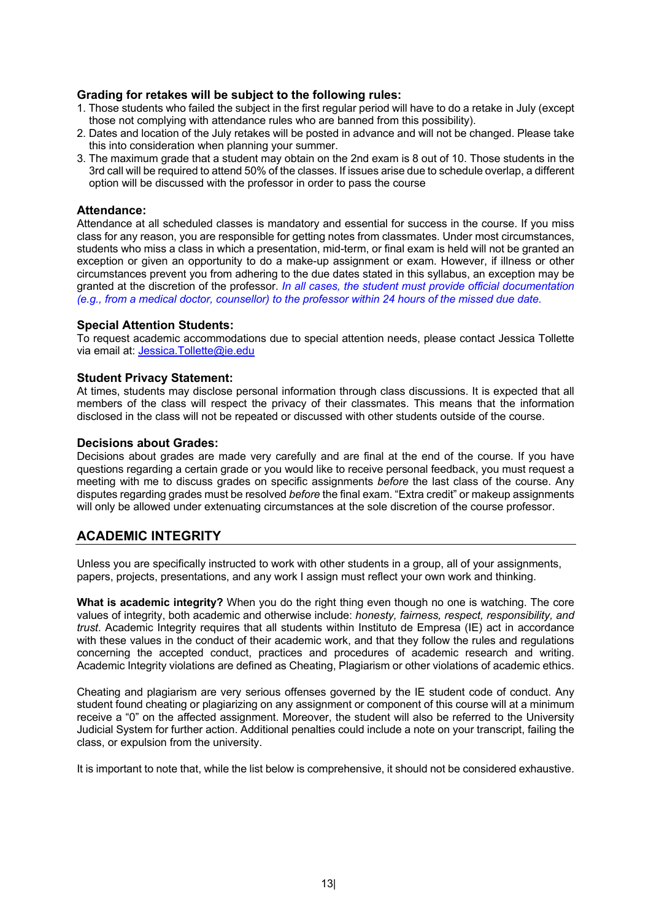**Grading for retakes will be subject to the following rules:**

1. Those students who failed the subject in the first regular period will have to do a retake in July (except those not complying with attendance rules who are banned from this possibility).
2. Dates and location of the July retakes will be posted in advance and will not be changed. Please take this into consideration when planning your summer.
3. The maximum grade that a student may obtain on the 2nd exam is 8 out of 10. Those students in the 3rd call will be required to attend 50% of the classes. If issues arise due to schedule overlap, a different option will be discussed with the professor in order to pass the course

**Attendance:**

Attendance at all scheduled classes is mandatory and essential for success in the course. If you miss class for any reason, you are responsible for getting notes from classmates. Under most circumstances, students who miss a class in which a presentation, mid-term, or final exam is held will not be granted an exception or given an opportunity to do a make-up assignment or exam. However, if illness or other circumstances prevent you from adhering to the due dates stated in this syllabus, an exception may be granted at the discretion of the professor. *In all cases, the student must provide official documentation (e.g., from a medical doctor, counsellor) to the professor within 24 hours of the missed due date.*

**Special Attention Students:**

To request academic accommodations due to special attention needs, please contact Jessica Tollette via email at: Jessica.Tollette@ie.edu

**Student Privacy Statement:**

At times, students may disclose personal information through class discussions. It is expected that all members of the class will respect the privacy of their classmates. This means that the information disclosed in the class will not be repeated or discussed with other students outside of the course.

**Decisions about Grades:**

Decisions about grades are made very carefully and are final at the end of the course. If you have questions regarding a certain grade or you would like to receive personal feedback, you must request a meeting with me to discuss grades on specific assignments *before* the last class of the course. Any disputes regarding grades must be resolved *before* the final exam. "Extra credit" or makeup assignments will only be allowed under extenuating circumstances at the sole discretion of the course professor.

## ACADEMIC INTEGRITY

Unless you are specifically instructed to work with other students in a group, all of your assignments, papers, projects, presentations, and any work I assign must reflect your own work and thinking.

**What is academic integrity?** When you do the right thing even though no one is watching. The core values of integrity, both academic and otherwise include: *honesty, fairness, respect, responsibility, and trust*. Academic Integrity requires that all students within Instituto de Empresa (IE) act in accordance with these values in the conduct of their academic work, and that they follow the rules and regulations concerning the accepted conduct, practices and procedures of academic research and writing. Academic Integrity violations are defined as Cheating, Plagiarism or other violations of academic ethics.

Cheating and plagiarism are very serious offenses governed by the IE student code of conduct. Any student found cheating or plagiarizing on any assignment or component of this course will at a minimum receive a "0" on the affected assignment. Moreover, the student will also be referred to the University Judicial System for further action. Additional penalties could include a note on your transcript, failing the class, or expulsion from the university.

It is important to note that, while the list below is comprehensive, it should not be considered exhaustive.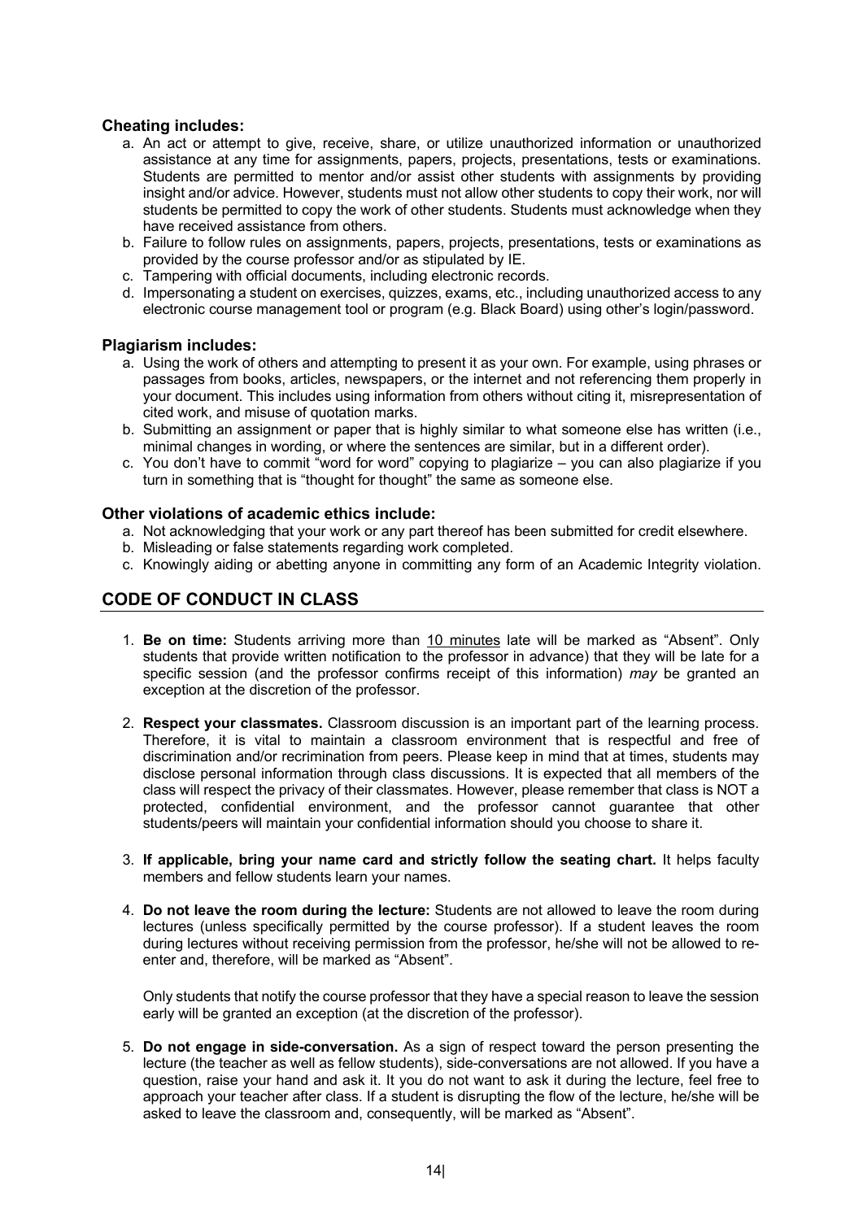**Cheating includes:**

a. An act or attempt to give, receive, share, or utilize unauthorized information or unauthorized assistance at any time for assignments, papers, projects, presentations, tests or examinations. Students are permitted to mentor and/or assist other students with assignments by providing insight and/or advice. However, students must not allow other students to copy their work, nor will students be permitted to copy the work of other students. Students must acknowledge when they have received assistance from others.
b. Failure to follow rules on assignments, papers, projects, presentations, tests or examinations as provided by the course professor and/or as stipulated by IE.
c. Tampering with official documents, including electronic records.
d. Impersonating a student on exercises, quizzes, exams, etc., including unauthorized access to any electronic course management tool or program (e.g. Black Board) using other's login/password.

**Plagiarism includes:**

a. Using the work of others and attempting to present it as your own. For example, using phrases or passages from books, articles, newspapers, or the internet and not referencing them properly in your document. This includes using information from others without citing it, misrepresentation of cited work, and misuse of quotation marks.
b. Submitting an assignment or paper that is highly similar to what someone else has written (i.e., minimal changes in wording, or where the sentences are similar, but in a different order).
c. You don't have to commit "word for word" copying to plagiarize – you can also plagiarize if you turn in something that is "thought for thought" the same as someone else.

**Other violations of academic ethics include:**

a. Not acknowledging that your work or any part thereof has been submitted for credit elsewhere.
b. Misleading or false statements regarding work completed.
c. Knowingly aiding or abetting anyone in committing any form of an Academic Integrity violation.

## CODE OF CONDUCT IN CLASS

1. **Be on time:** Students arriving more than 10 minutes late will be marked as "Absent". Only students that provide written notification to the professor in advance) that they will be late for a specific session (and the professor confirms receipt of this information) *may* be granted an exception at the discretion of the professor.

2. **Respect your classmates.** Classroom discussion is an important part of the learning process. Therefore, it is vital to maintain a classroom environment that is respectful and free of discrimination and/or recrimination from peers. Please keep in mind that at times, students may disclose personal information through class discussions. It is expected that all members of the class will respect the privacy of their classmates. However, please remember that class is NOT a protected, confidential environment, and the professor cannot guarantee that other students/peers will maintain your confidential information should you choose to share it.

3. **If applicable, bring your name card and strictly follow the seating chart.** It helps faculty members and fellow students learn your names.

4. **Do not leave the room during the lecture:** Students are not allowed to leave the room during lectures (unless specifically permitted by the course professor). If a student leaves the room during lectures without receiving permission from the professor, he/she will not be allowed to re-enter and, therefore, will be marked as "Absent".

   Only students that notify the course professor that they have a special reason to leave the session early will be granted an exception (at the discretion of the professor).

5. **Do not engage in side-conversation.** As a sign of respect toward the person presenting the lecture (the teacher as well as fellow students), side-conversations are not allowed. If you have a question, raise your hand and ask it. It you do not want to ask it during the lecture, feel free to approach your teacher after class. If a student is disrupting the flow of the lecture, he/she will be asked to leave the classroom and, consequently, will be marked as "Absent".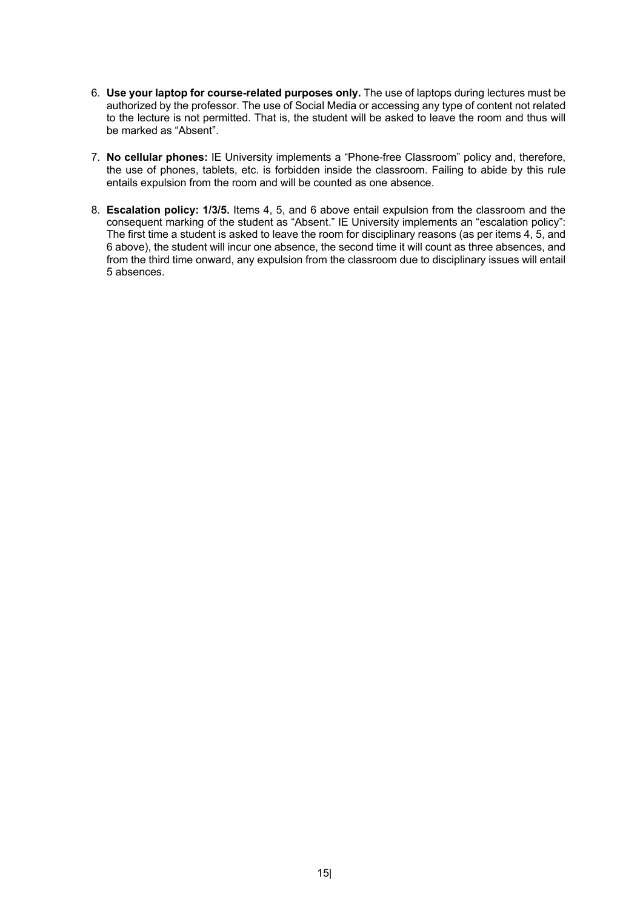6. **Use your laptop for course-related purposes only.** The use of laptops during lectures must be authorized by the professor. The use of Social Media or accessing any type of content not related to the lecture is not permitted. That is, the student will be asked to leave the room and thus will be marked as "Absent".

7. **No cellular phones:** IE University implements a "Phone-free Classroom" policy and, therefore, the use of phones, tablets, etc. is forbidden inside the classroom. Failing to abide by this rule entails expulsion from the room and will be counted as one absence.

8. **Escalation policy: 1/3/5.** Items 4, 5, and 6 above entail expulsion from the classroom and the consequent marking of the student as "Absent." IE University implements an "escalation policy": The first time a student is asked to leave the room for disciplinary reasons (as per items 4, 5, and 6 above), the student will incur one absence, the second time it will count as three absences, and from the third time onward, any expulsion from the classroom due to disciplinary issues will entail 5 absences.